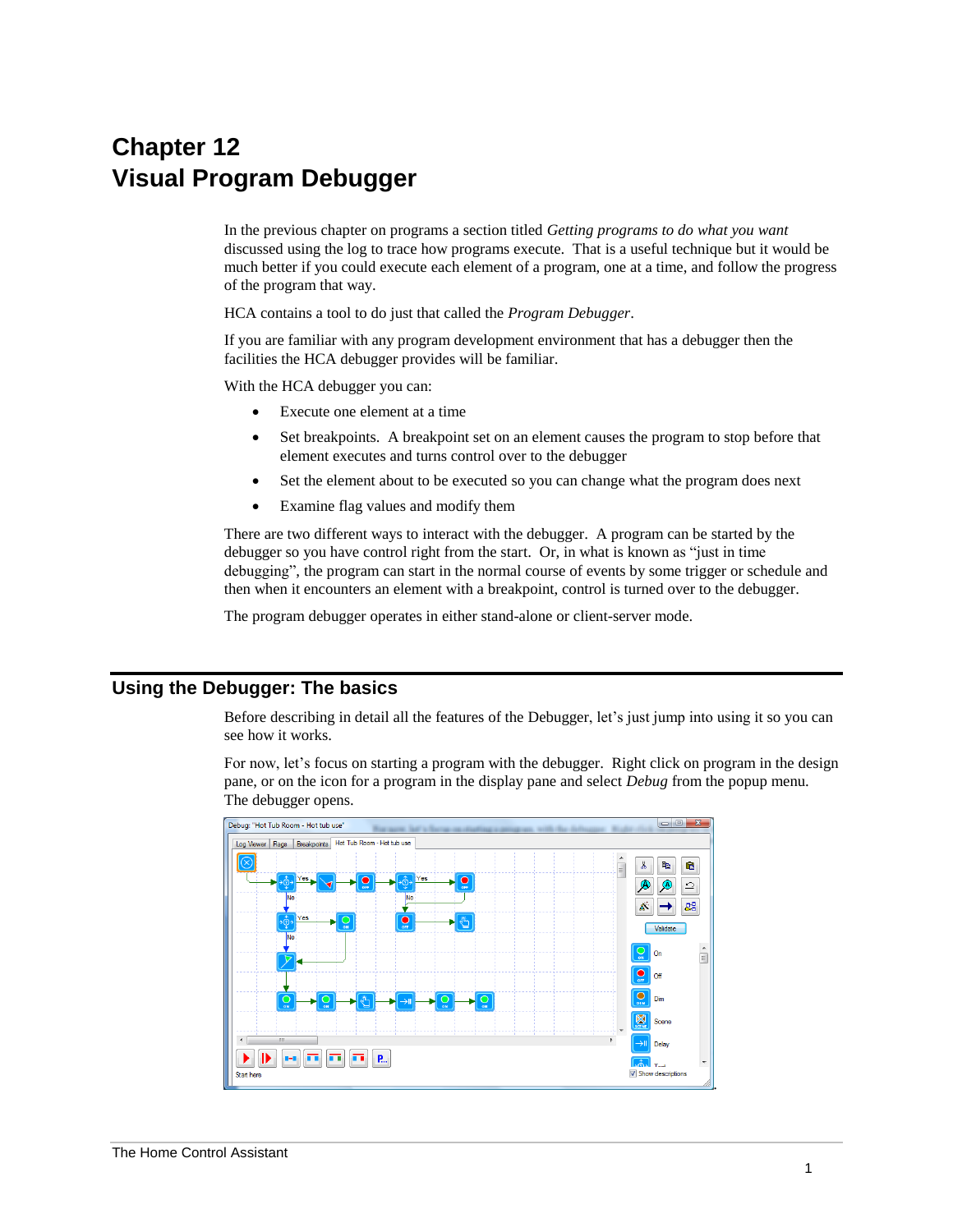# Chapter 12
# Visual Program Debugger

In the previous chapter on programs a section titled *Getting programs to do what you want* discussed using the log to trace how programs execute. That is a useful technique but it would be much better if you could execute each element of a program, one at a time, and follow the progress of the program that way.

HCA contains a tool to do just that called the *Program Debugger*.

If you are familiar with any program development environment that has a debugger then the facilities the HCA debugger provides will be familiar.

With the HCA debugger you can:

- Execute one element at a time
- Set breakpoints. A breakpoint set on an element causes the program to stop before that element executes and turns control over to the debugger
- Set the element about to be executed so you can change what the program does next
- Examine flag values and modify them

There are two different ways to interact with the debugger. A program can be started by the debugger so you have control right from the start. Or, in what is known as "just in time debugging", the program can start in the normal course of events by some trigger or schedule and then when it encounters an element with a breakpoint, control is turned over to the debugger.

The program debugger operates in either stand-alone or client-server mode.

## Using the Debugger: The basics

Before describing in detail all the features of the Debugger, let's just jump into using it so you can see how it works.

For now, let's focus on starting a program with the debugger. Right click on program in the design pane, or on the icon for a program in the display pane and select *Debug* from the popup menu. The debugger opens.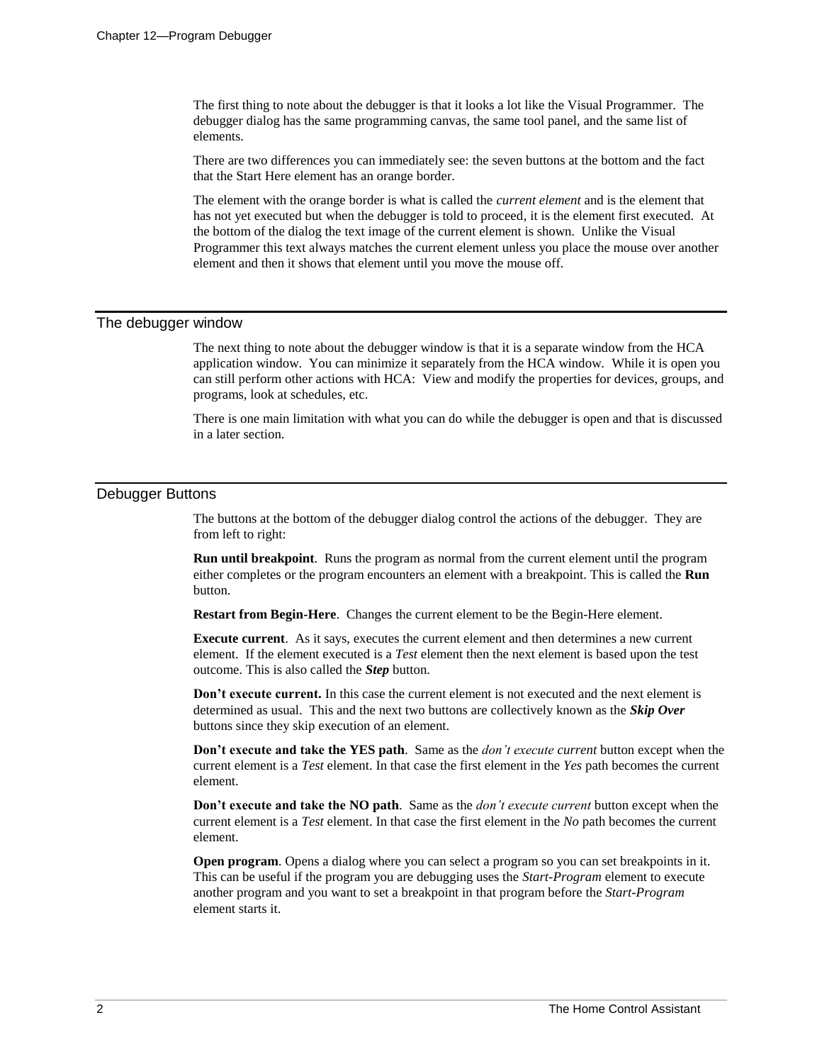The first thing to note about the debugger is that it looks a lot like the Visual Programmer. The debugger dialog has the same programming canvas, the same tool panel, and the same list of elements.

There are two differences you can immediately see: the seven buttons at the bottom and the fact that the Start Here element has an orange border.

The element with the orange border is what is called the *current element* and is the element that has not yet executed but when the debugger is told to proceed, it is the element first executed. At the bottom of the dialog the text image of the current element is shown. Unlike the Visual Programmer this text always matches the current element unless you place the mouse over another element and then it shows that element until you move the mouse off.

## The debugger window

The next thing to note about the debugger window is that it is a separate window from the HCA application window. You can minimize it separately from the HCA window. While it is open you can still perform other actions with HCA: View and modify the properties for devices, groups, and programs, look at schedules, etc.

There is one main limitation with what you can do while the debugger is open and that is discussed in a later section.

## Debugger Buttons

The buttons at the bottom of the debugger dialog control the actions of the debugger. They are from left to right:

**Run until breakpoint**. Runs the program as normal from the current element until the program either completes or the program encounters an element with a breakpoint. This is called the **Run** button.

**Restart from Begin-Here**. Changes the current element to be the Begin-Here element.

**Execute current**. As it says, executes the current element and then determines a new current element. If the element executed is a *Test* element then the next element is based upon the test outcome. This is also called the ***Step*** button.

**Don't execute current.** In this case the current element is not executed and the next element is determined as usual. This and the next two buttons are collectively known as the ***Skip Over*** buttons since they skip execution of an element.

**Don't execute and take the YES path**. Same as the *don't execute current* button except when the current element is a *Test* element. In that case the first element in the *Yes* path becomes the current element.

**Don't execute and take the NO path**. Same as the *don't execute current* button except when the current element is a *Test* element. In that case the first element in the *No* path becomes the current element.

**Open program**. Opens a dialog where you can select a program so you can set breakpoints in it. This can be useful if the program you are debugging uses the *Start-Program* element to execute another program and you want to set a breakpoint in that program before the *Start-Program* element starts it.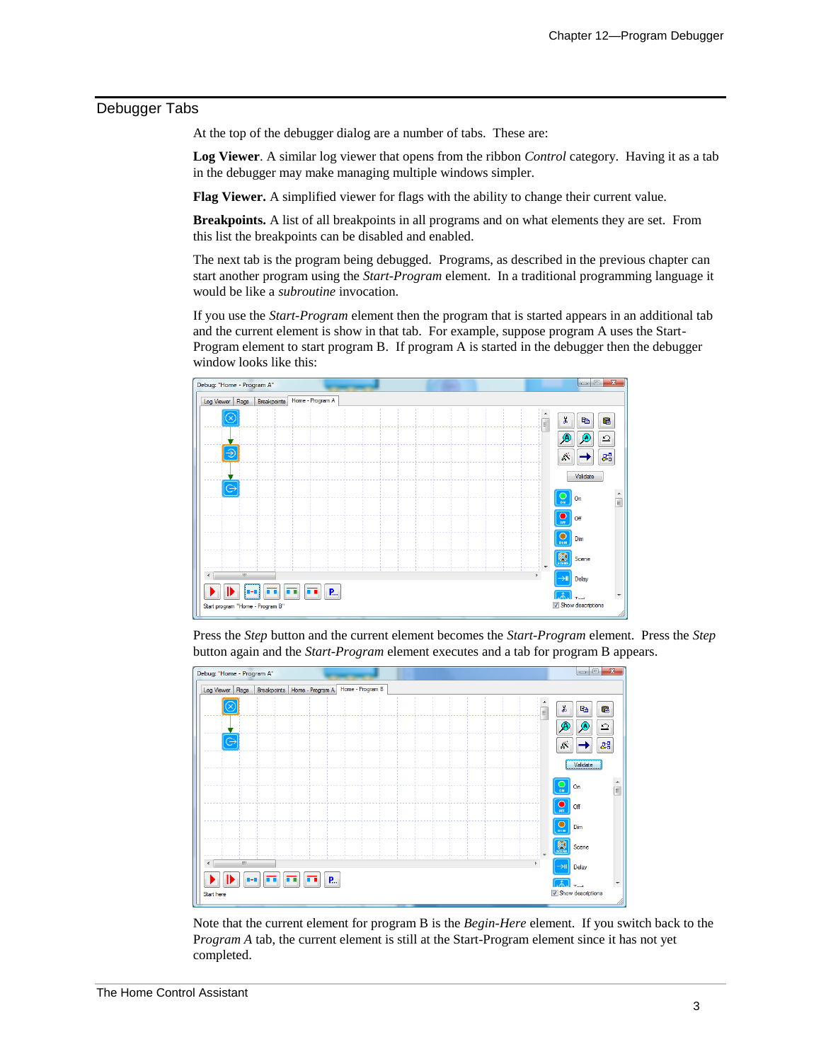## Debugger Tabs

At the top of the debugger dialog are a number of tabs. These are:

**Log Viewer**. A similar log viewer that opens from the ribbon *Control* category. Having it as a tab in the debugger may make managing multiple windows simpler.

**Flag Viewer.** A simplified viewer for flags with the ability to change their current value.

**Breakpoints.** A list of all breakpoints in all programs and on what elements they are set. From this list the breakpoints can be disabled and enabled.

The next tab is the program being debugged. Programs, as described in the previous chapter can start another program using the *Start-Program* element. In a traditional programming language it would be like a *subroutine* invocation.

If you use the *Start-Program* element then the program that is started appears in an additional tab and the current element is show in that tab. For example, suppose program A uses the Start-Program element to start program B. If program A is started in the debugger then the debugger window looks like this:

Press the *Step* button and the current element becomes the *Start-Program* element. Press the *Step* button again and the *Start-Program* element executes and a tab for program B appears.

Note that the current element for program B is the *Begin-Here* element. If you switch back to the *Program A* tab, the current element is still at the Start-Program element since it has not yet completed.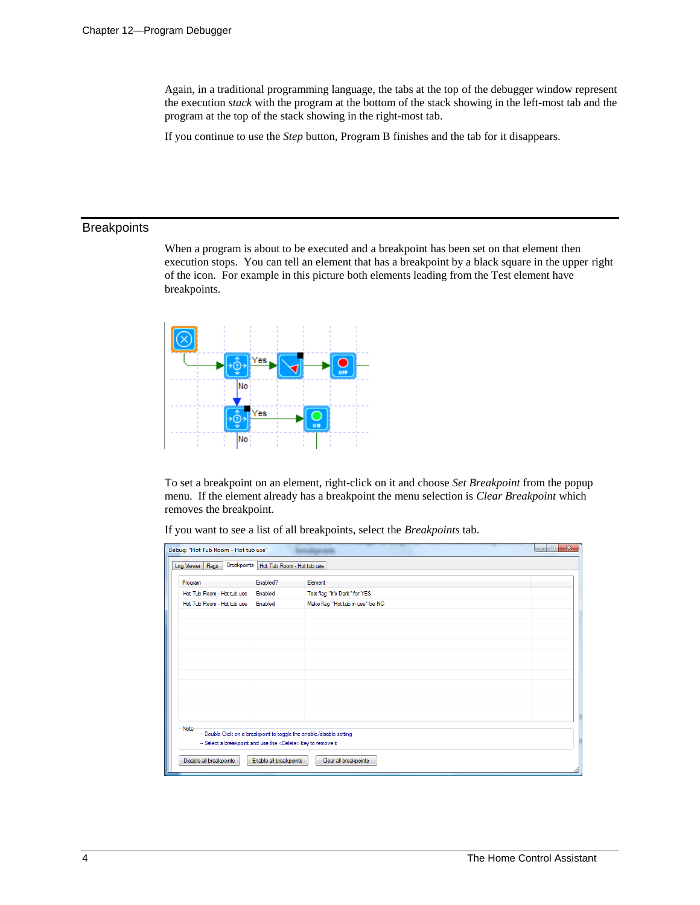Again, in a traditional programming language, the tabs at the top of the debugger window represent the execution *stack* with the program at the bottom of the stack showing in the left-most tab and the program at the top of the stack showing in the right-most tab.

If you continue to use the *Step* button, Program B finishes and the tab for it disappears.

## Breakpoints

When a program is about to be executed and a breakpoint has been set on that element then execution stops. You can tell an element that has a breakpoint by a black square in the upper right of the icon. For example in this picture both elements leading from the Test element have breakpoints.

To set a breakpoint on an element, right-click on it and choose *Set Breakpoint* from the popup menu. If the element already has a breakpoint the menu selection is *Clear Breakpoint* which removes the breakpoint.

If you want to see a list of all breakpoints, select the *Breakpoints* tab.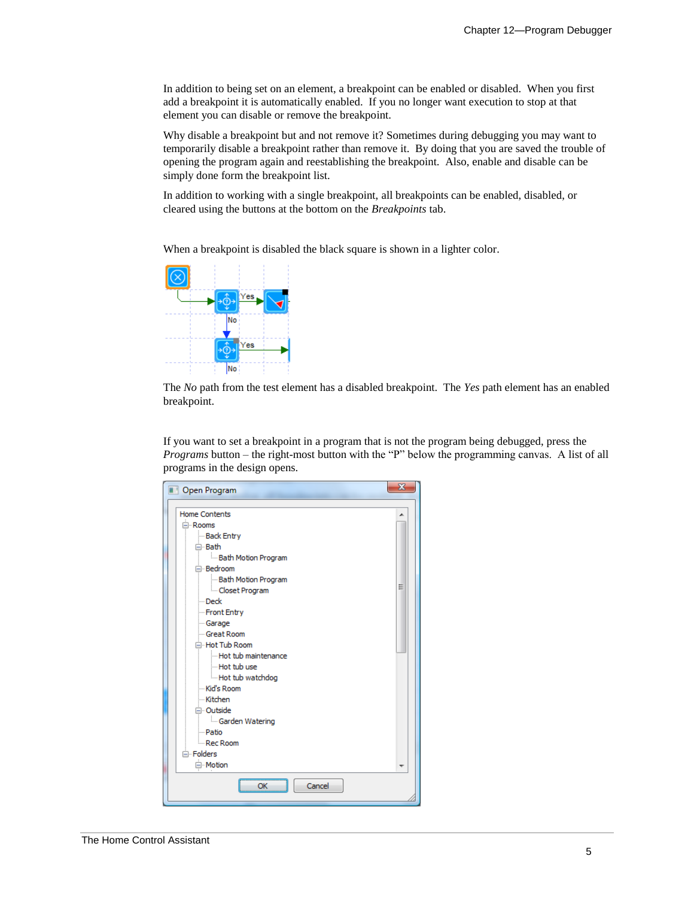In addition to being set on an element, a breakpoint can be enabled or disabled. When you first add a breakpoint it is automatically enabled. If you no longer want execution to stop at that element you can disable or remove the breakpoint.

Why disable a breakpoint but and not remove it? Sometimes during debugging you may want to temporarily disable a breakpoint rather than remove it. By doing that you are saved the trouble of opening the program again and reestablishing the breakpoint. Also, enable and disable can be simply done form the breakpoint list.

In addition to working with a single breakpoint, all breakpoints can be enabled, disabled, or cleared using the buttons at the bottom on the *Breakpoints* tab.

When a breakpoint is disabled the black square is shown in a lighter color.

The *No* path from the test element has a disabled breakpoint. The *Yes* path element has an enabled breakpoint.

If you want to set a breakpoint in a program that is not the program being debugged, press the *Programs* button – the right-most button with the "P" below the programming canvas. A list of all programs in the design opens.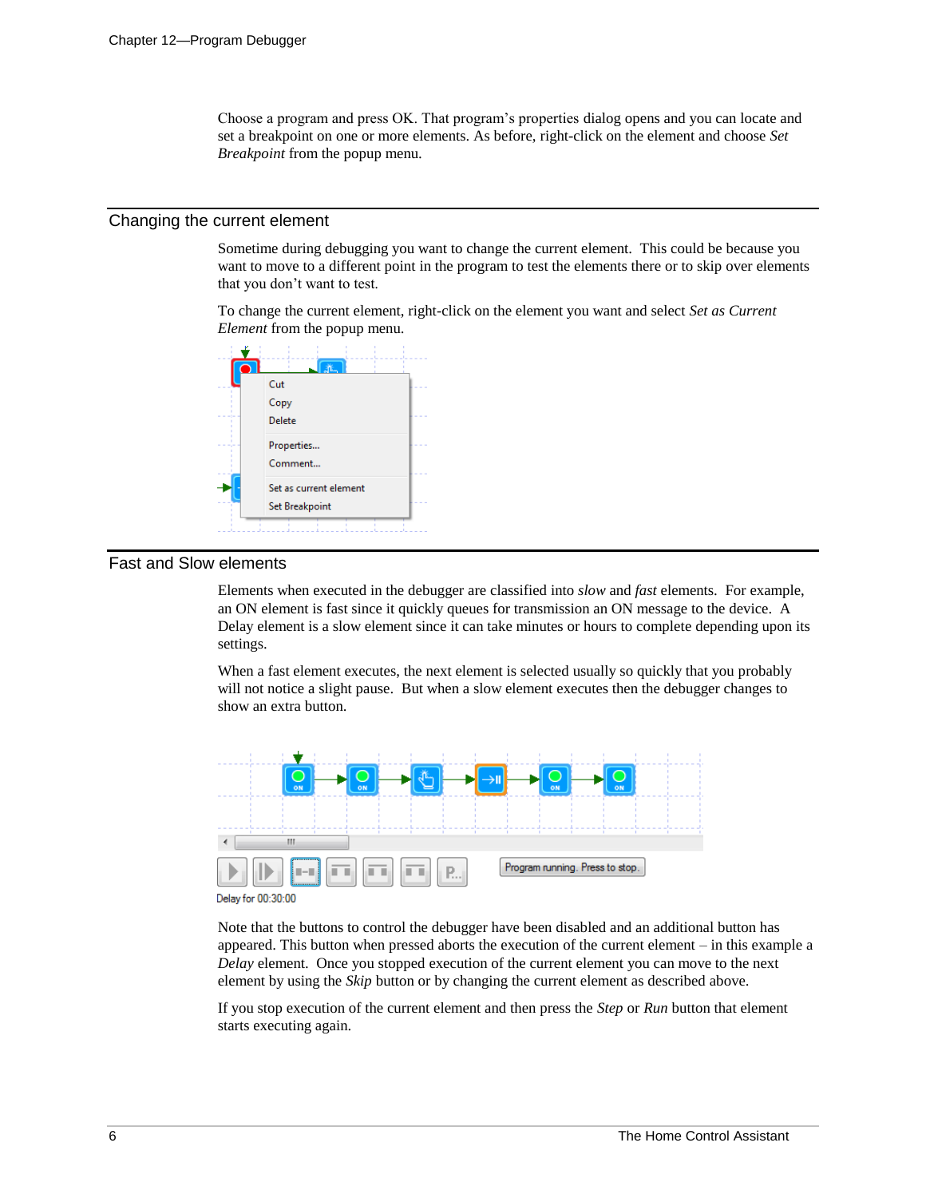Choose a program and press OK. That program's properties dialog opens and you can locate and set a breakpoint on one or more elements. As before, right-click on the element and choose *Set Breakpoint* from the popup menu.

## Changing the current element

Sometime during debugging you want to change the current element. This could be because you want to move to a different point in the program to test the elements there or to skip over elements that you don't want to test.

To change the current element, right-click on the element you want and select *Set as Current Element* from the popup menu.

## Fast and Slow elements

Elements when executed in the debugger are classified into *slow* and *fast* elements. For example, an ON element is fast since it quickly queues for transmission an ON message to the device. A Delay element is a slow element since it can take minutes or hours to complete depending upon its settings.

When a fast element executes, the next element is selected usually so quickly that you probably will not notice a slight pause. But when a slow element executes then the debugger changes to show an extra button.

Note that the buttons to control the debugger have been disabled and an additional button has appeared. This button when pressed aborts the execution of the current element – in this example a *Delay* element. Once you stopped execution of the current element you can move to the next element by using the *Skip* button or by changing the current element as described above.

If you stop execution of the current element and then press the *Step* or *Run* button that element starts executing again.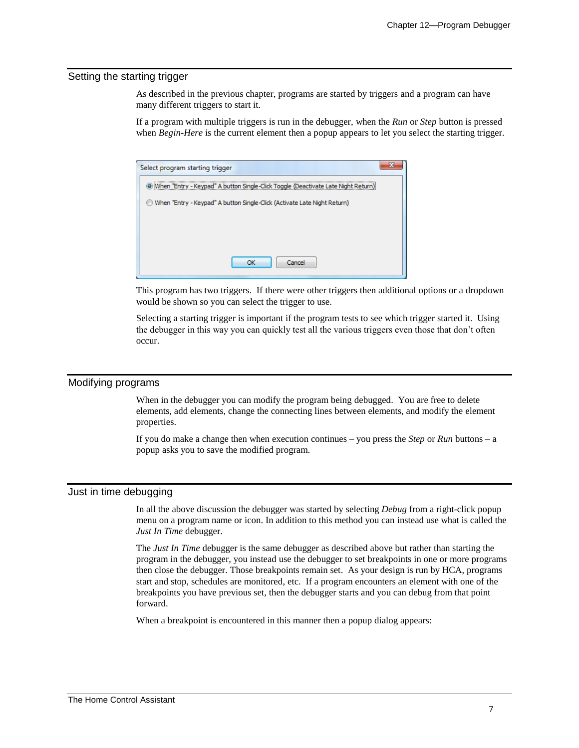## Setting the starting trigger

As described in the previous chapter, programs are started by triggers and a program can have many different triggers to start it.

If a program with multiple triggers is run in the debugger, when the *Run* or *Step* button is pressed when *Begin-Here* is the current element then a popup appears to let you select the starting trigger.

This program has two triggers. If there were other triggers then additional options or a dropdown would be shown so you can select the trigger to use.

Selecting a starting trigger is important if the program tests to see which trigger started it. Using the debugger in this way you can quickly test all the various triggers even those that don't often occur.

## Modifying programs

When in the debugger you can modify the program being debugged. You are free to delete elements, add elements, change the connecting lines between elements, and modify the element properties.

If you do make a change then when execution continues – you press the *Step* or *Run* buttons – a popup asks you to save the modified program.

## Just in time debugging

In all the above discussion the debugger was started by selecting *Debug* from a right-click popup menu on a program name or icon. In addition to this method you can instead use what is called the *Just In Time* debugger.

The *Just In Time* debugger is the same debugger as described above but rather than starting the program in the debugger, you instead use the debugger to set breakpoints in one or more programs then close the debugger. Those breakpoints remain set. As your design is run by HCA, programs start and stop, schedules are monitored, etc. If a program encounters an element with one of the breakpoints you have previous set, then the debugger starts and you can debug from that point forward.

When a breakpoint is encountered in this manner then a popup dialog appears: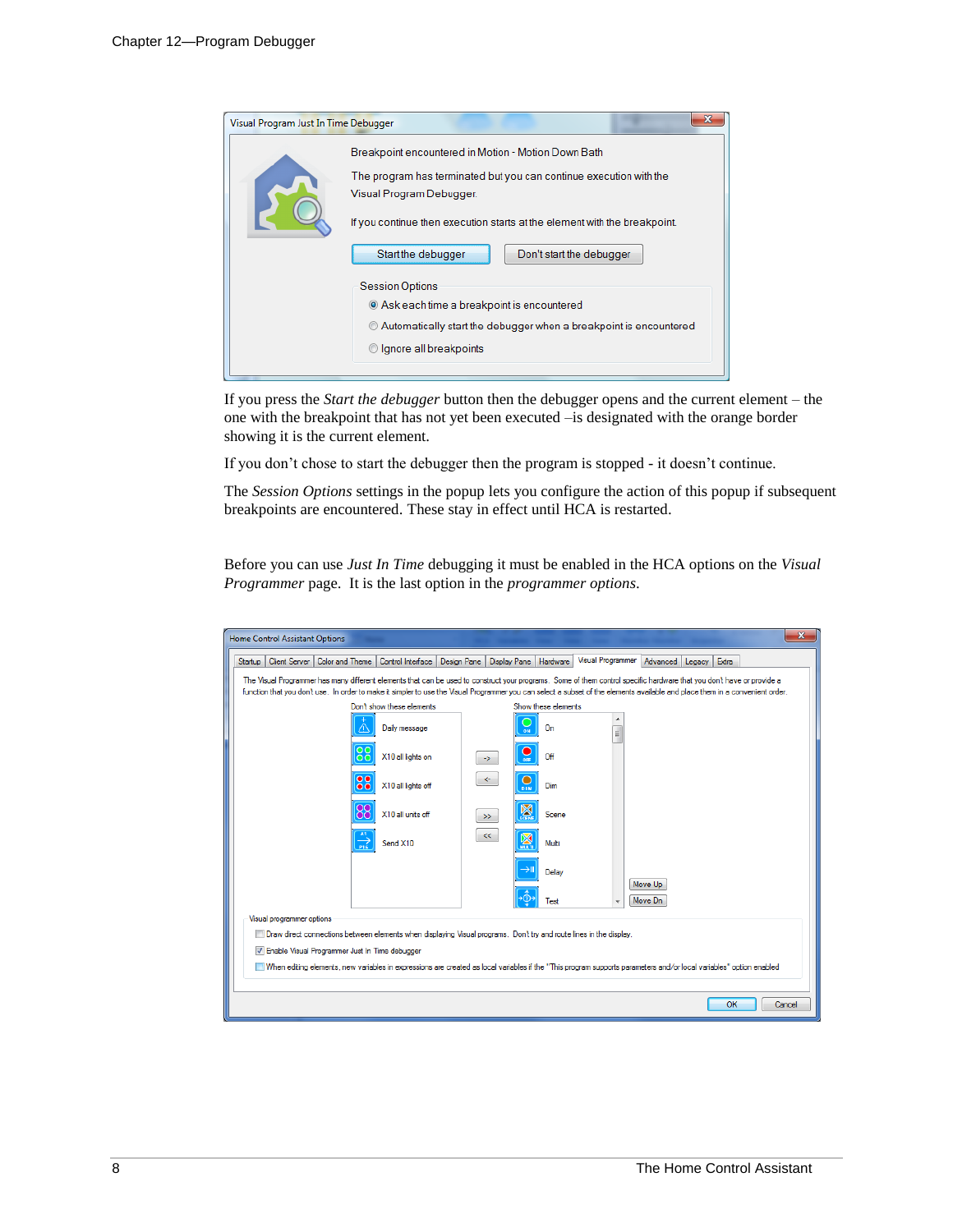If you press the *Start the debugger* button then the debugger opens and the current element – the one with the breakpoint that has not yet been executed –is designated with the orange border showing it is the current element.

If you don't chose to start the debugger then the program is stopped - it doesn't continue.

The *Session Options* settings in the popup lets you configure the action of this popup if subsequent breakpoints are encountered. These stay in effect until HCA is restarted.

Before you can use *Just In Time* debugging it must be enabled in the HCA options on the *Visual Programmer* page. It is the last option in the *programmer options*.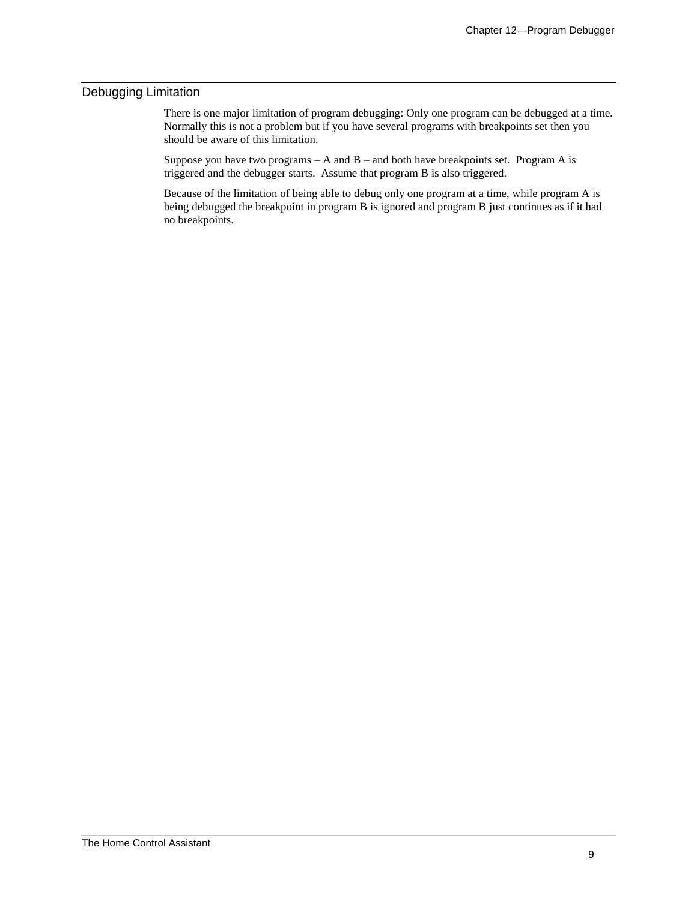## Debugging Limitation

There is one major limitation of program debugging: Only one program can be debugged at a time. Normally this is not a problem but if you have several programs with breakpoints set then you should be aware of this limitation.

Suppose you have two programs – A and B – and both have breakpoints set. Program A is triggered and the debugger starts. Assume that program B is also triggered.

Because of the limitation of being able to debug only one program at a time, while program A is being debugged the breakpoint in program B is ignored and program B just continues as if it had no breakpoints.